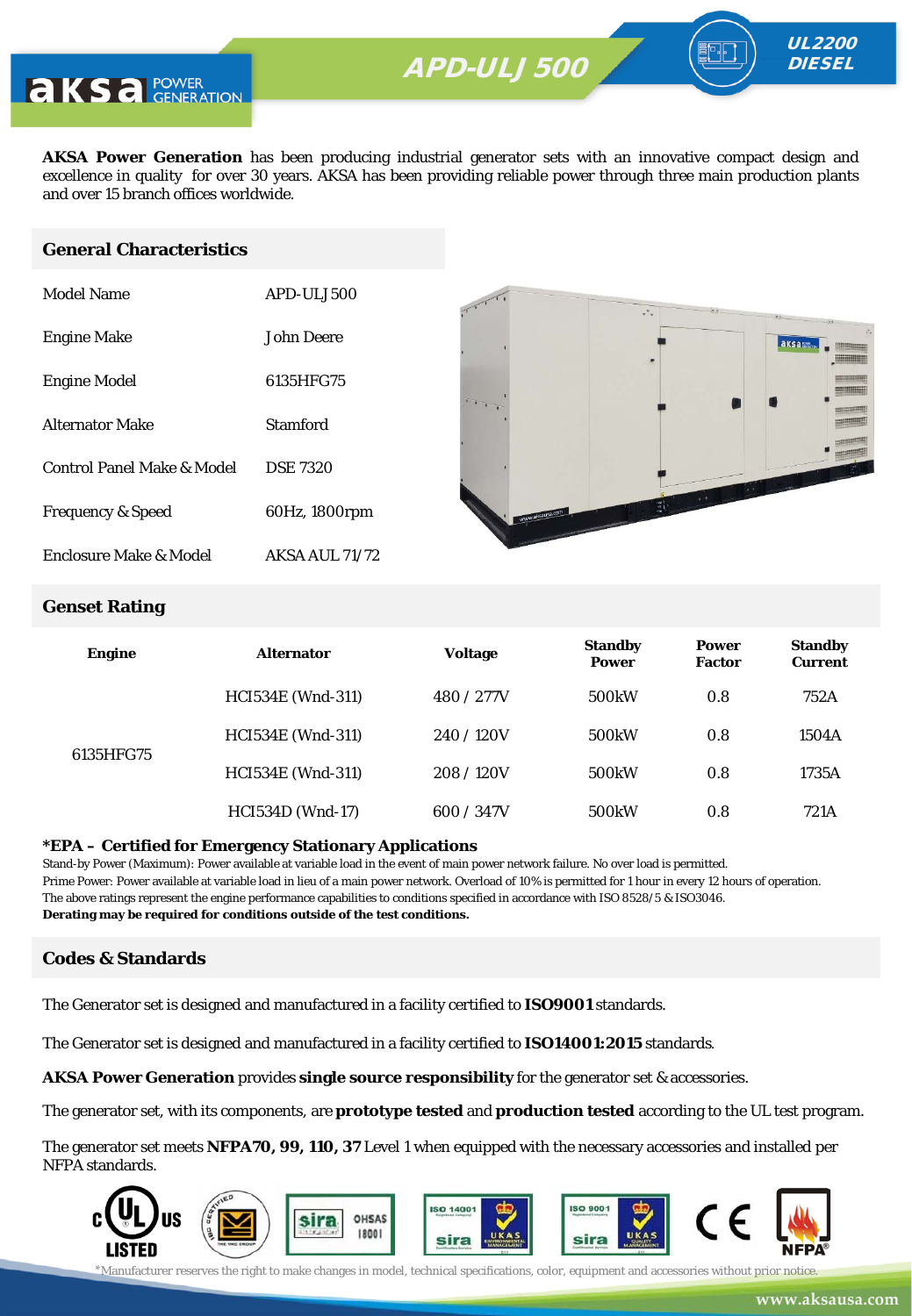# APD-ULJ 500

**UL2200 DIESEL**

**AKSA Power Generation** has been producing industrial generator sets with an innovative compact design and excellence in quality for over 30 years. AKSA has been providing reliable power through three main production plants and over 15 branch offices worldwide.

## General Characteristics

| | |
|---|---|
| Model Name | APD-ULJ 500 |
| Engine Make | John Deere |
| Engine Model | 6135HFG75 |
| Alternator Make | Stamford |
| Control Panel Make & Model | DSE 7320 |
| Frequency & Speed | 60Hz, 1800rpm |
| Enclosure Make & Model | AKSA AUL 71/72 |

## Genset Rating

| Engine | Alternator | Voltage | Standby Power | Power Factor | Standby Current |
|---|---|---|---|---|---|
| 6135HFG75 | HCI534E (Wnd-311) | 480 / 277V | 500kW | 0.8 | 752A |
| | HCI534E (Wnd-311) | 240 / 120V | 500kW | 0.8 | 1504A |
| | HCI534E (Wnd-311) | 208 / 120V | 500kW | 0.8 | 1735A |
| | HCI534D (Wnd-17) | 600 / 347V | 500kW | 0.8 | 721A |

**\*EPA – Certified for Emergency Stationary Applications**

Stand-by Power (Maximum): Power available at variable load in the event of main power network failure. No over load is permitted.
Prime Power: Power available at variable load in lieu of a main power network. Overload of 10% is permitted for 1 hour in every 12 hours of operation.
The above ratings represent the engine performance capabilities to conditions specified in accordance with ISO 8528/5 & ISO3046.
**Derating may be required for conditions outside of the test conditions.**

## Codes & Standards

The Generator set is designed and manufactured in a facility certified to **ISO9001** standards.

The Generator set is designed and manufactured in a facility certified to **ISO14001:2015** standards.

**AKSA Power Generation** provides **single source responsibility** for the generator set & accessories.

The generator set, with its components, are **prototype tested** and **production tested** according to the UL test program.

The generator set meets **NFPA70, 99, 110, 37** Level 1 when equipped with the necessary accessories and installed per NFPA standards.

*Manufacturer reserves the right to make changes in model, technical specifications, color, equipment and accessories without prior notice.

www.aksausa.com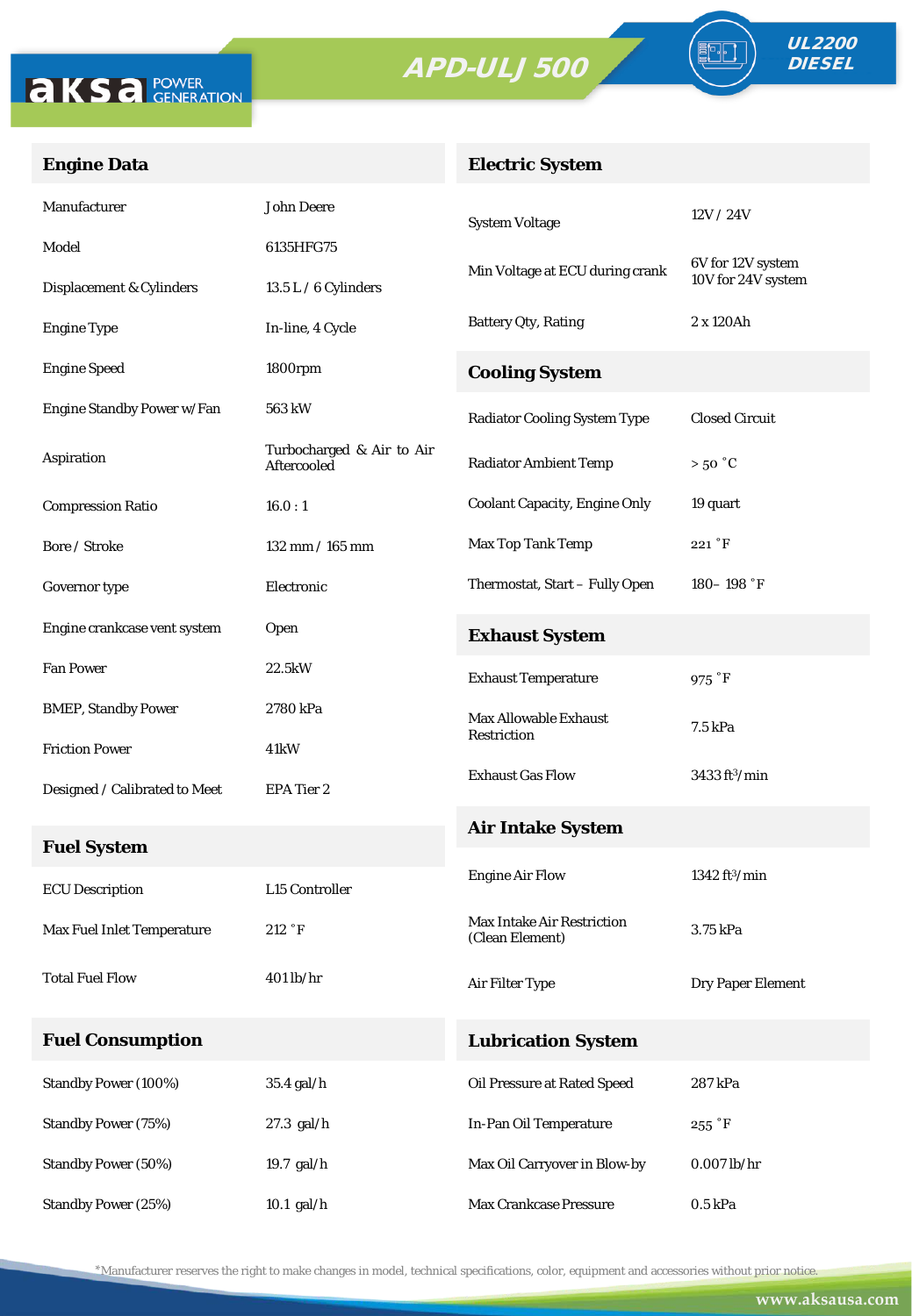APD-ULJ 500

UL2200 DIESEL

## Engine Data

| | |
|---|---|
| Manufacturer | John Deere |
| Model | 6135HFG75 |
| Displacement & Cylinders | 13.5 L / 6 Cylinders |
| Engine Type | In-line, 4 Cycle |
| Engine Speed | 1800rpm |
| Engine Standby Power w/Fan | 563 kW |
| Aspiration | Turbocharged & Air to Air Aftercooled |
| Compression Ratio | 16.0 : 1 |
| Bore / Stroke | 132 mm / 165 mm |
| Governor type | Electronic |
| Engine crankcase vent system | Open |
| Fan Power | 22.5kW |
| BMEP, Standby Power | 2780 kPa |
| Friction Power | 41kW |
| Designed / Calibrated to Meet | EPA Tier 2 |

## Fuel System

| | |
|---|---|
| ECU Description | L15 Controller |
| Max Fuel Inlet Temperature | 212 ˚F |
| Total Fuel Flow | 401 lb/hr |

## Fuel Consumption

| | |
|---|---|
| Standby Power (100%) | 35.4 gal/h |
| Standby Power (75%) | 27.3 gal/h |
| Standby Power (50%) | 19.7 gal/h |
| Standby Power (25%) | 10.1 gal/h |

## Electric System

| | |
|---|---|
| System Voltage | 12V / 24V |
| Min Voltage at ECU during crank | 6V for 12V system<br>10V for 24V system |
| Battery Qty, Rating | 2 x 120Ah |

## Cooling System

| | |
|---|---|
| Radiator Cooling System Type | Closed Circuit |
| Radiator Ambient Temp | > 50 ˚C |
| Coolant Capacity, Engine Only | 19 quart |
| Max Top Tank Temp | 221 ˚F |
| Thermostat, Start – Fully Open | 180– 198 ˚F |

## Exhaust System

| | |
|---|---|
| Exhaust Temperature | 975 ˚F |
| Max Allowable Exhaust Restriction | 7.5 kPa |
| Exhaust Gas Flow | 3433 ft³/min |

## Air Intake System

| | |
|---|---|
| Engine Air Flow | 1342 ft³/min |
| Max Intake Air Restriction (Clean Element) | 3.75 kPa |
| Air Filter Type | Dry Paper Element |

## Lubrication System

| | |
|---|---|
| Oil Pressure at Rated Speed | 287 kPa |
| In-Pan Oil Temperature | 255 ˚F |
| Max Oil Carryover in Blow-by | 0.007 lb/hr |
| Max Crankcase Pressure | 0.5 kPa |

*Manufacturer reserves the right to make changes in model, technical specifications, color, equipment and accessories without prior notice.

www.aksausa.com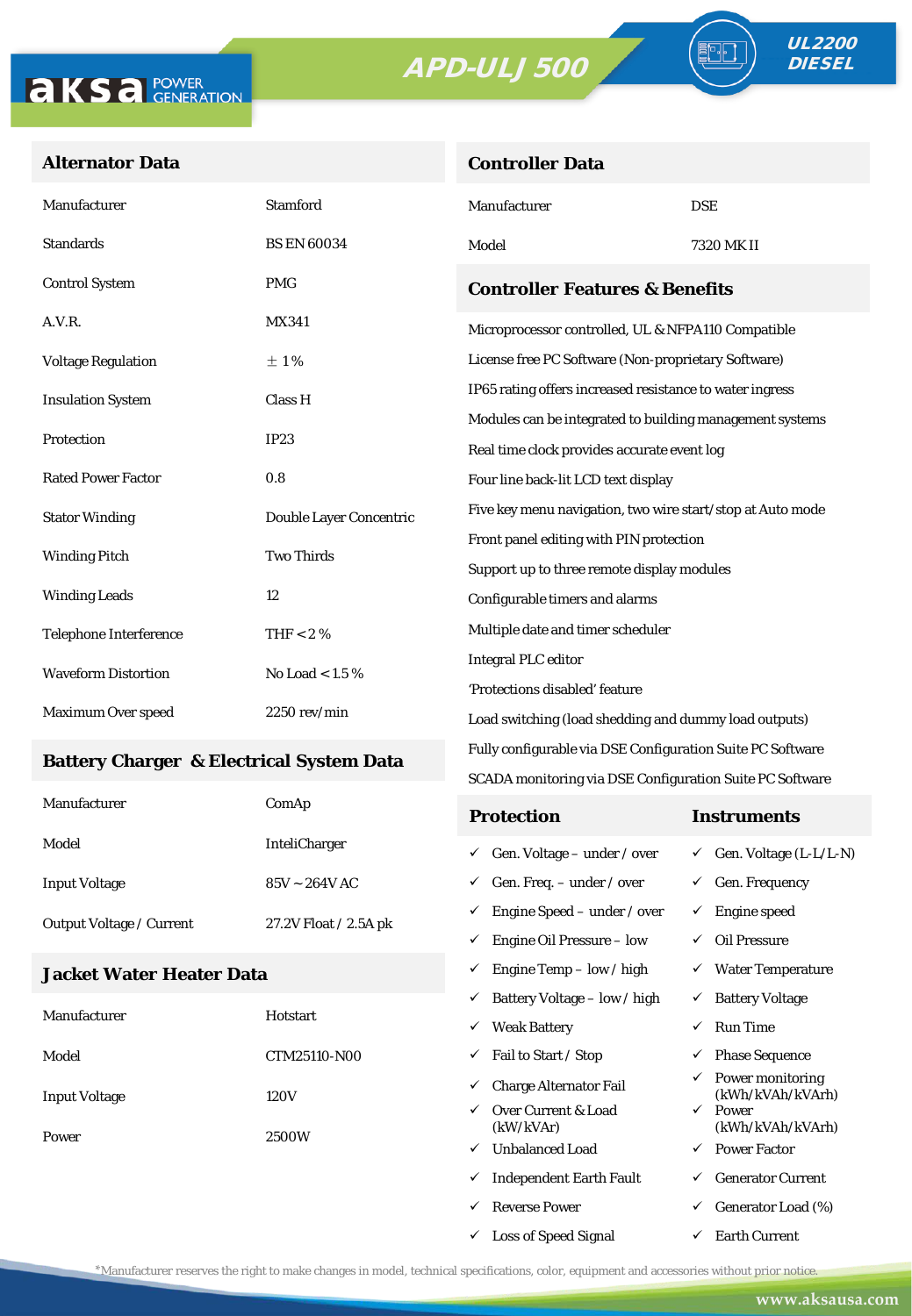# APD-ULJ 500

**UL2200 DIESEL**

## Alternator Data

| | |
|---|---|
| Manufacturer | Stamford |
| Standards | BS EN 60034 |
| Control System | PMG |
| A.V.R. | MX341 |
| Voltage Regulation | ± 1 % |
| Insulation System | Class H |
| Protection | IP23 |
| Rated Power Factor | 0.8 |
| Stator Winding | Double Layer Concentric |
| Winding Pitch | Two Thirds |
| Winding Leads | 12 |
| Telephone Interference | THF < 2 % |
| Waveform Distortion | No Load < 1.5 % |
| Maximum Over speed | 2250 rev/min |

## Battery Charger & Electrical System Data

| | |
|---|---|
| Manufacturer | ComAp |
| Model | InteliCharger |
| Input Voltage | 85V ~ 264V AC |
| Output Voltage / Current | 27.2V Float / 2.5A pk |

## Jacket Water Heater Data

| | |
|---|---|
| Manufacturer | Hotstart |
| Model | CTM25110-N00 |
| Input Voltage | 120V |
| Power | 2500W |

## Controller Data

| | |
|---|---|
| Manufacturer | DSE |
| Model | 7320 MK II |

## Controller Features & Benefits

- Microprocessor controlled, UL & NFPA110 Compatible
- License free PC Software (Non-proprietary Software)
- IP65 rating offers increased resistance to water ingress
- Modules can be integrated to building management systems
- Real time clock provides accurate event log
- Four line back-lit LCD text display
- Five key menu navigation, two wire start/stop at Auto mode
- Front panel editing with PIN protection
- Support up to three remote display modules
- Configurable timers and alarms
- Multiple date and timer scheduler
- Integral PLC editor
- 'Protections disabled' feature
- Load switching (load shedding and dummy load outputs)
- Fully configurable via DSE Configuration Suite PC Software
- SCADA monitoring via DSE Configuration Suite PC Software

| Protection | Instruments |
|---|---|
| ✓ Gen. Voltage – under / over | ✓ Gen. Voltage (L-L/L-N) |
| ✓ Gen. Freq. – under / over | ✓ Gen. Frequency |
| ✓ Engine Speed – under / over | ✓ Engine speed |
| ✓ Engine Oil Pressure – low | ✓ Oil Pressure |
| ✓ Engine Temp – low / high | ✓ Water Temperature |
| ✓ Battery Voltage – low / high | ✓ Battery Voltage |
| ✓ Weak Battery | ✓ Run Time |
| ✓ Fail to Start / Stop | ✓ Phase Sequence |
| ✓ Charge Alternator Fail | ✓ Power monitoring (kWh/kVAh/kVArh) |
| ✓ Over Current & Load (kW/kVAr) | ✓ Power (kWh/kVAh/kVArh) |
| ✓ Unbalanced Load | ✓ Power Factor |
| ✓ Independent Earth Fault | ✓ Generator Current |
| ✓ Reverse Power | ✓ Generator Load (%) |
| ✓ Loss of Speed Signal | ✓ Earth Current |

*Manufacturer reserves the right to make changes in model, technical specifications, color, equipment and accessories without prior notice.

www.aksausa.com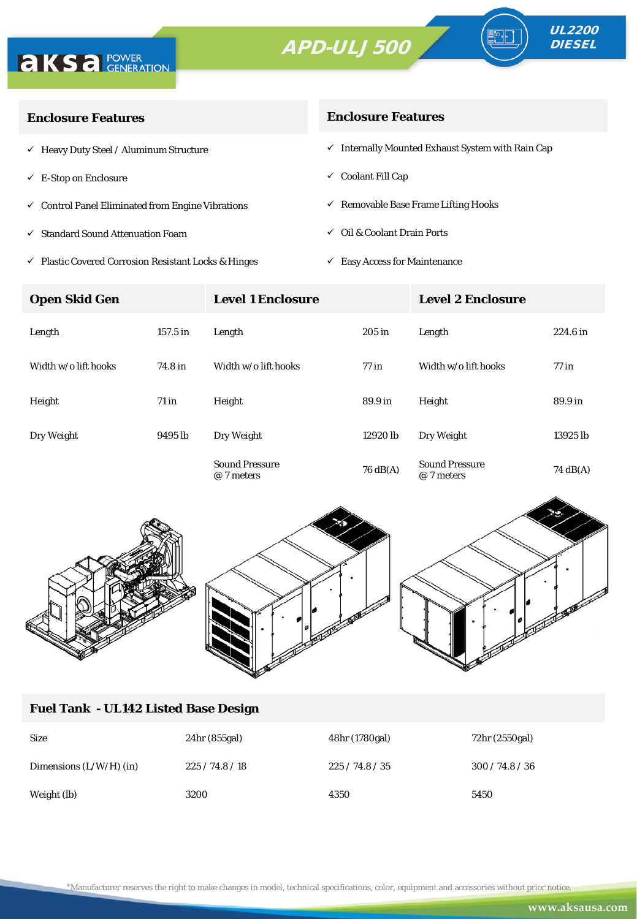APD-ULJ 500

UL2200 DIESEL

## Enclosure Features

- ✓ Heavy Duty Steel / Aluminum Structure
- ✓ E-Stop on Enclosure
- ✓ Control Panel Eliminated from Engine Vibrations
- ✓ Standard Sound Attenuation Foam
- ✓ Plastic Covered Corrosion Resistant Locks & Hinges

## Enclosure Features

- ✓ Internally Mounted Exhaust System with Rain Cap
- ✓ Coolant Fill Cap
- ✓ Removable Base Frame Lifting Hooks
- ✓ Oil & Coolant Drain Ports
- ✓ Easy Access for Maintenance

| Open Skid Gen | | Level 1 Enclosure | | Level 2 Enclosure | |
|---|---|---|---|---|---|
| Length | 157.5 in | Length | 205 in | Length | 224.6 in |
| Width w/o lift hooks | 74.8 in | Width w/o lift hooks | 77 in | Width w/o lift hooks | 77 in |
| Height | 71 in | Height | 89.9 in | Height | 89.9 in |
| Dry Weight | 9495 lb | Dry Weight | 12920 lb | Dry Weight | 13925 lb |
| | | Sound Pressure @ 7 meters | 76 dB(A) | Sound Pressure @ 7 meters | 74 dB(A) |

## Fuel Tank - UL142 Listed Base Design

| Size | 24hr (855gal) | 48hr (1780gal) | 72hr (2550gal) |
|---|---|---|---|
| Dimensions (L/W/H) (in) | 225 / 74.8 / 18 | 225 / 74.8 / 35 | 300 / 74.8 / 36 |
| Weight (lb) | 3200 | 4350 | 5450 |

*Manufacturer reserves the right to make changes in model, technical specifications, color, equipment and accessories without prior notice.

www.aksausa.com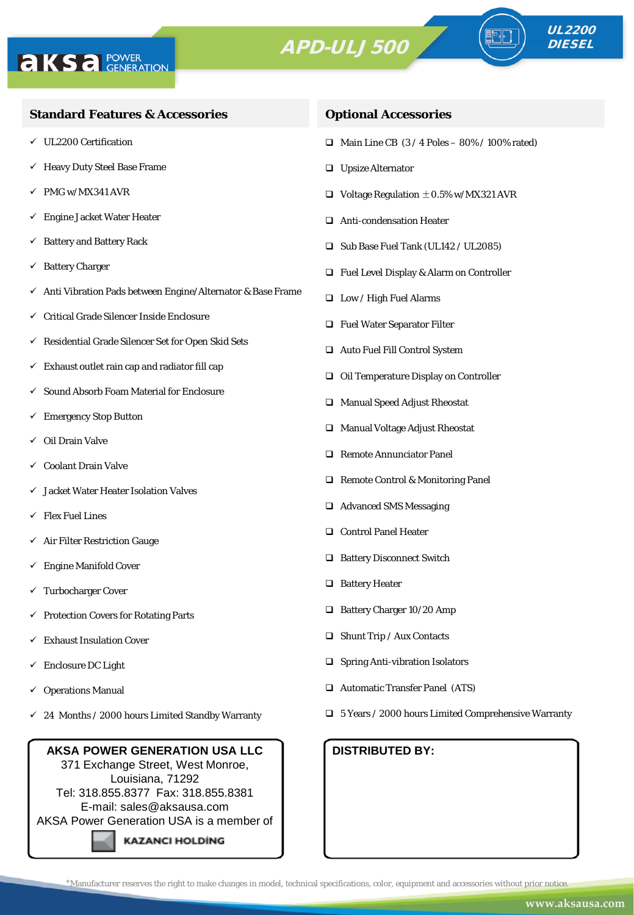aksa POWER GENERATION

# APD-ULJ 500

UL2200 DIESEL

## Standard Features & Accessories

- ✓ UL2200 Certification
- ✓ Heavy Duty Steel Base Frame
- ✓ PMG w/MX341 AVR
- ✓ Engine Jacket Water Heater
- ✓ Battery and Battery Rack
- ✓ Battery Charger
- ✓ Anti Vibration Pads between Engine/Alternator & Base Frame
- ✓ Critical Grade Silencer Inside Enclosure
- ✓ Residential Grade Silencer Set for Open Skid Sets
- ✓ Exhaust outlet rain cap and radiator fill cap
- ✓ Sound Absorb Foam Material for Enclosure
- ✓ Emergency Stop Button
- ✓ Oil Drain Valve
- ✓ Coolant Drain Valve
- ✓ Jacket Water Heater Isolation Valves
- ✓ Flex Fuel Lines
- ✓ Air Filter Restriction Gauge
- ✓ Engine Manifold Cover
- ✓ Turbocharger Cover
- ✓ Protection Covers for Rotating Parts
- ✓ Exhaust Insulation Cover
- ✓ Enclosure DC Light
- ✓ Operations Manual
- ✓ 24 Months / 2000 hours Limited Standby Warranty

## Optional Accessories

- ❑ Main Line CB (3 / 4 Poles – 80% / 100% rated)
- ❑ Upsize Alternator
- ❑ Voltage Regulation ±0.5% w/MX321 AVR
- ❑ Anti-condensation Heater
- ❑ Sub Base Fuel Tank (UL142 / UL2085)
- ❑ Fuel Level Display & Alarm on Controller
- ❑ Low / High Fuel Alarms
- ❑ Fuel Water Separator Filter
- ❑ Auto Fuel Fill Control System
- ❑ Oil Temperature Display on Controller
- ❑ Manual Speed Adjust Rheostat
- ❑ Manual Voltage Adjust Rheostat
- ❑ Remote Annunciator Panel
- ❑ Remote Control & Monitoring Panel
- ❑ Advanced SMS Messaging
- ❑ Control Panel Heater
- ❑ Battery Disconnect Switch
- ❑ Battery Heater
- ❑ Battery Charger 10/20 Amp
- ❑ Shunt Trip / Aux Contacts
- ❑ Spring Anti-vibration Isolators
- ❑ Automatic Transfer Panel (ATS)
- ❑ 5 Years / 2000 hours Limited Comprehensive Warranty

**AKSA POWER GENERATION USA LLC**
371 Exchange Street, West Monroe,
Louisiana, 71292
Tel: 318.855.8377 Fax: 318.855.8381
E-mail: sales@aksausa.com
AKSA Power Generation USA is a member of
KAZANCI HOLDİNG

**DISTRIBUTED BY:**

*Manufacturer reserves the right to make changes in model, technical specifications, color, equipment and accessories without prior notice.

www.aksausa.com